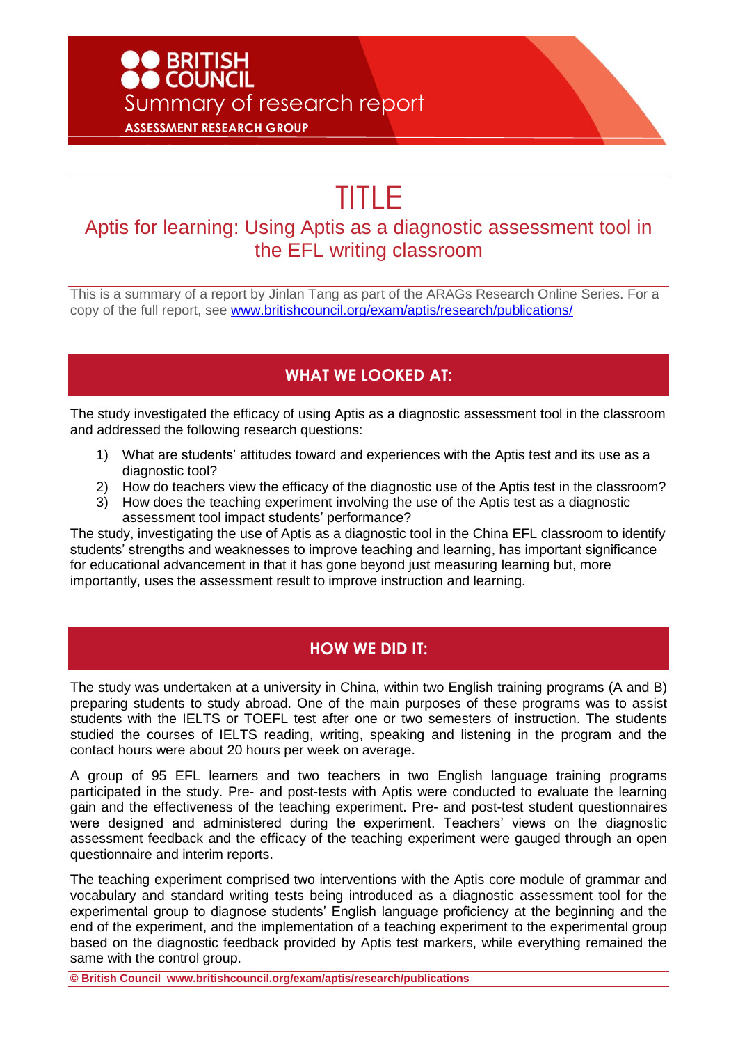BRITISH COUNCIL

Summary of research report

ASSESSMENT RESEARCH GROUP

# TITLE

## Aptis for learning: Using Aptis as a diagnostic assessment tool in the EFL writing classroom

This is a summary of a report by Jinlan Tang as part of the ARAGs Research Online Series. For a copy of the full report, see [www.britishcouncil.org/exam/aptis/research/publications/](www.britishcouncil.org/exam/aptis/research/publications/)

## WHAT WE LOOKED AT:

The study investigated the efficacy of using Aptis as a diagnostic assessment tool in the classroom and addressed the following research questions:

1) What are students' attitudes toward and experiences with the Aptis test and its use as a diagnostic tool?
2) How do teachers view the efficacy of the diagnostic use of the Aptis test in the classroom?
3) How does the teaching experiment involving the use of the Aptis test as a diagnostic assessment tool impact students' performance?

The study, investigating the use of Aptis as a diagnostic tool in the China EFL classroom to identify students' strengths and weaknesses to improve teaching and learning, has important significance for educational advancement in that it has gone beyond just measuring learning but, more importantly, uses the assessment result to improve instruction and learning.

## HOW WE DID IT:

The study was undertaken at a university in China, within two English training programs (A and B) preparing students to study abroad. One of the main purposes of these programs was to assist students with the IELTS or TOEFL test after one or two semesters of instruction. The students studied the courses of IELTS reading, writing, speaking and listening in the program and the contact hours were about 20 hours per week on average.

A group of 95 EFL learners and two teachers in two English language training programs participated in the study. Pre- and post-tests with Aptis were conducted to evaluate the learning gain and the effectiveness of the teaching experiment. Pre- and post-test student questionnaires were designed and administered during the experiment. Teachers' views on the diagnostic assessment feedback and the efficacy of the teaching experiment were gauged through an open questionnaire and interim reports.

The teaching experiment comprised two interventions with the Aptis core module of grammar and vocabulary and standard writing tests being introduced as a diagnostic assessment tool for the experimental group to diagnose students' English language proficiency at the beginning and the end of the experiment, and the implementation of a teaching experiment to the experimental group based on the diagnostic feedback provided by Aptis test markers, while everything remained the same with the control group.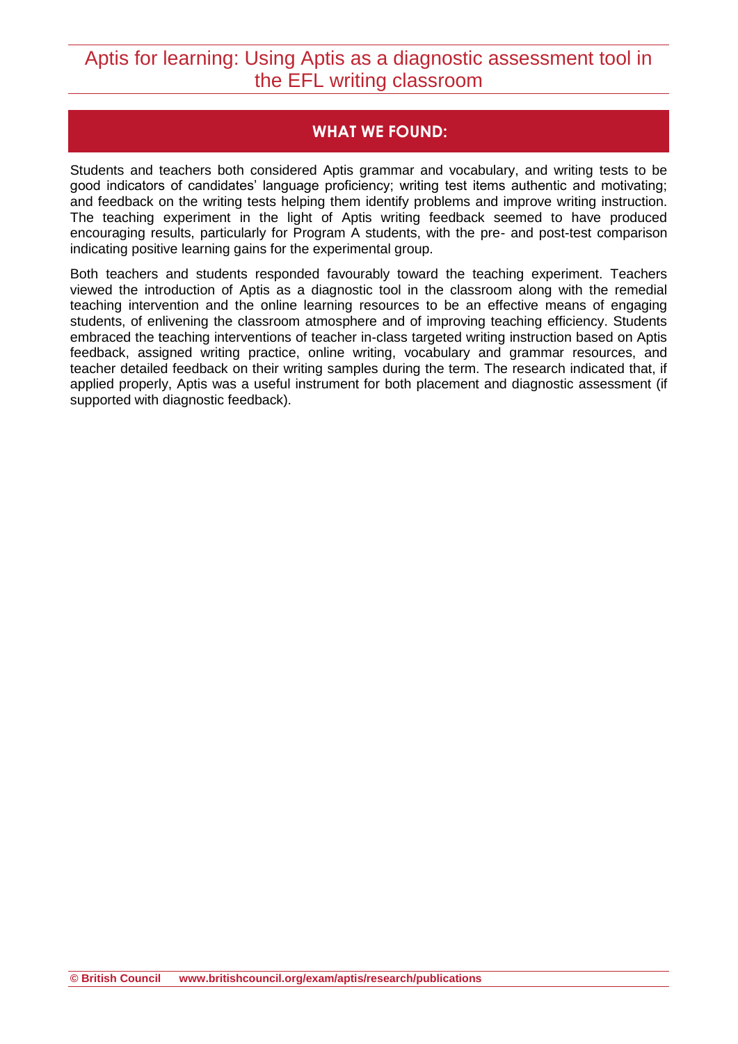# Aptis for learning: Using Aptis as a diagnostic assessment tool in the EFL writing classroom

## WHAT WE FOUND:

Students and teachers both considered Aptis grammar and vocabulary, and writing tests to be good indicators of candidates' language proficiency; writing test items authentic and motivating; and feedback on the writing tests helping them identify problems and improve writing instruction. The teaching experiment in the light of Aptis writing feedback seemed to have produced encouraging results, particularly for Program A students, with the pre- and post-test comparison indicating positive learning gains for the experimental group.

Both teachers and students responded favourably toward the teaching experiment. Teachers viewed the introduction of Aptis as a diagnostic tool in the classroom along with the remedial teaching intervention and the online learning resources to be an effective means of engaging students, of enlivening the classroom atmosphere and of improving teaching efficiency. Students embraced the teaching interventions of teacher in-class targeted writing instruction based on Aptis feedback, assigned writing practice, online writing, vocabulary and grammar resources, and teacher detailed feedback on their writing samples during the term. The research indicated that, if applied properly, Aptis was a useful instrument for both placement and diagnostic assessment (if supported with diagnostic feedback).